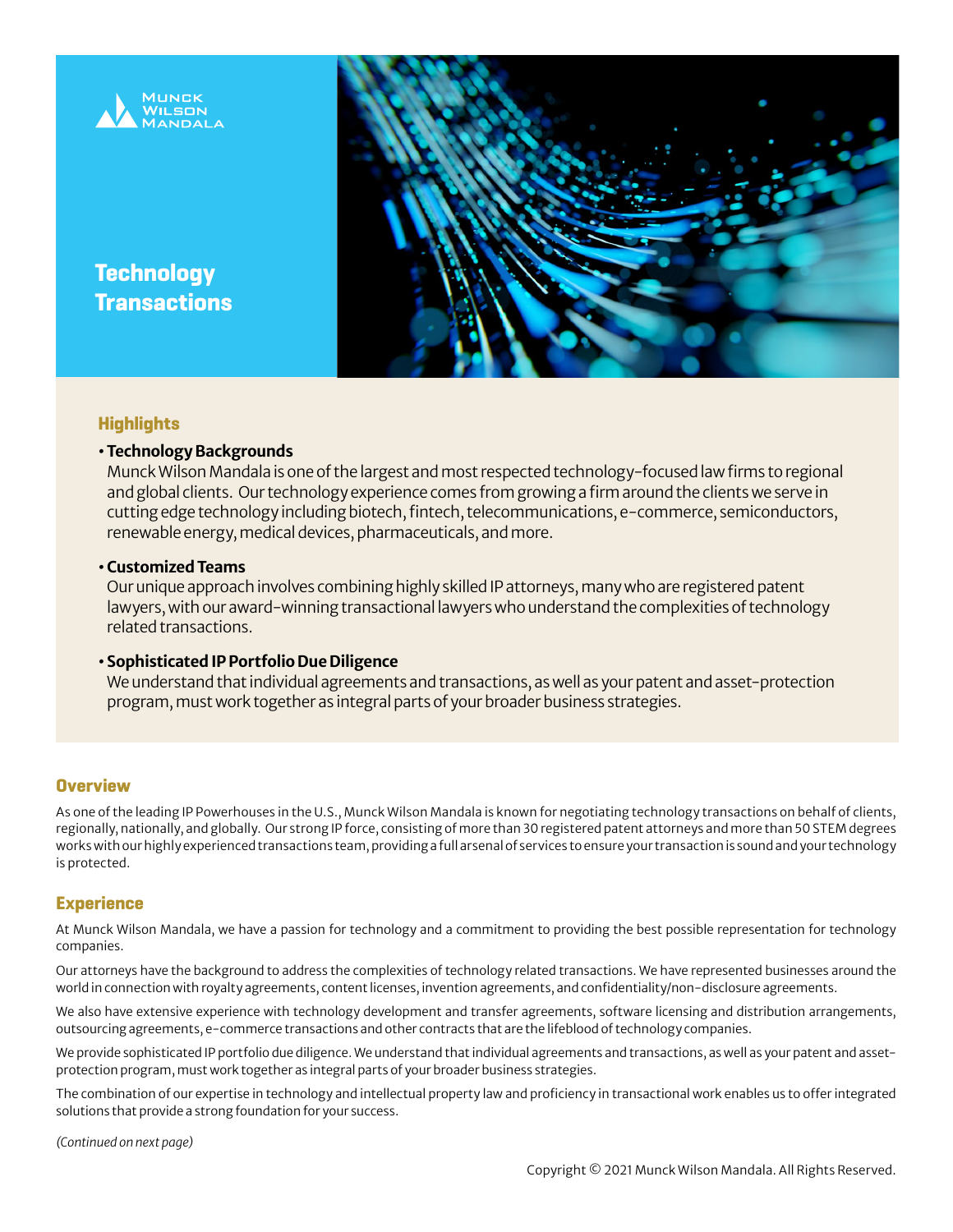Munck Wilson Mandala

# Technology Transactions

## Highlights

- **Technology Backgrounds**
  Munck Wilson Mandala is one of the largest and most respected technology-focused law firms to regional and global clients. Our technology experience comes from growing a firm around the clients we serve in cutting edge technology including biotech, fintech, telecommunications, e-commerce, semiconductors, renewable energy, medical devices, pharmaceuticals, and more.

- **Customized Teams**
  Our unique approach involves combining highly skilled IP attorneys, many who are registered patent lawyers, with our award-winning transactional lawyers who understand the complexities of technology related transactions.

- **Sophisticated IP Portfolio Due Diligence**
  We understand that individual agreements and transactions, as well as your patent and asset-protection program, must work together as integral parts of your broader business strategies.

## Overview

As one of the leading IP Powerhouses in the U.S., Munck Wilson Mandala is known for negotiating technology transactions on behalf of clients, regionally, nationally, and globally. Our strong IP force, consisting of more than 30 registered patent attorneys and more than 50 STEM degrees works with our highly experienced transactions team, providing a full arsenal of services to ensure your transaction is sound and your technology is protected.

## Experience

At Munck Wilson Mandala, we have a passion for technology and a commitment to providing the best possible representation for technology companies.

Our attorneys have the background to address the complexities of technology related transactions. We have represented businesses around the world in connection with royalty agreements, content licenses, invention agreements, and confidentiality/non-disclosure agreements.

We also have extensive experience with technology development and transfer agreements, software licensing and distribution arrangements, outsourcing agreements, e-commerce transactions and other contracts that are the lifeblood of technology companies.

We provide sophisticated IP portfolio due diligence. We understand that individual agreements and transactions, as well as your patent and asset-protection program, must work together as integral parts of your broader business strategies.

The combination of our expertise in technology and intellectual property law and proficiency in transactional work enables us to offer integrated solutions that provide a strong foundation for your success.

*(Continued on next page)*

Copyright © 2021 Munck Wilson Mandala. All Rights Reserved.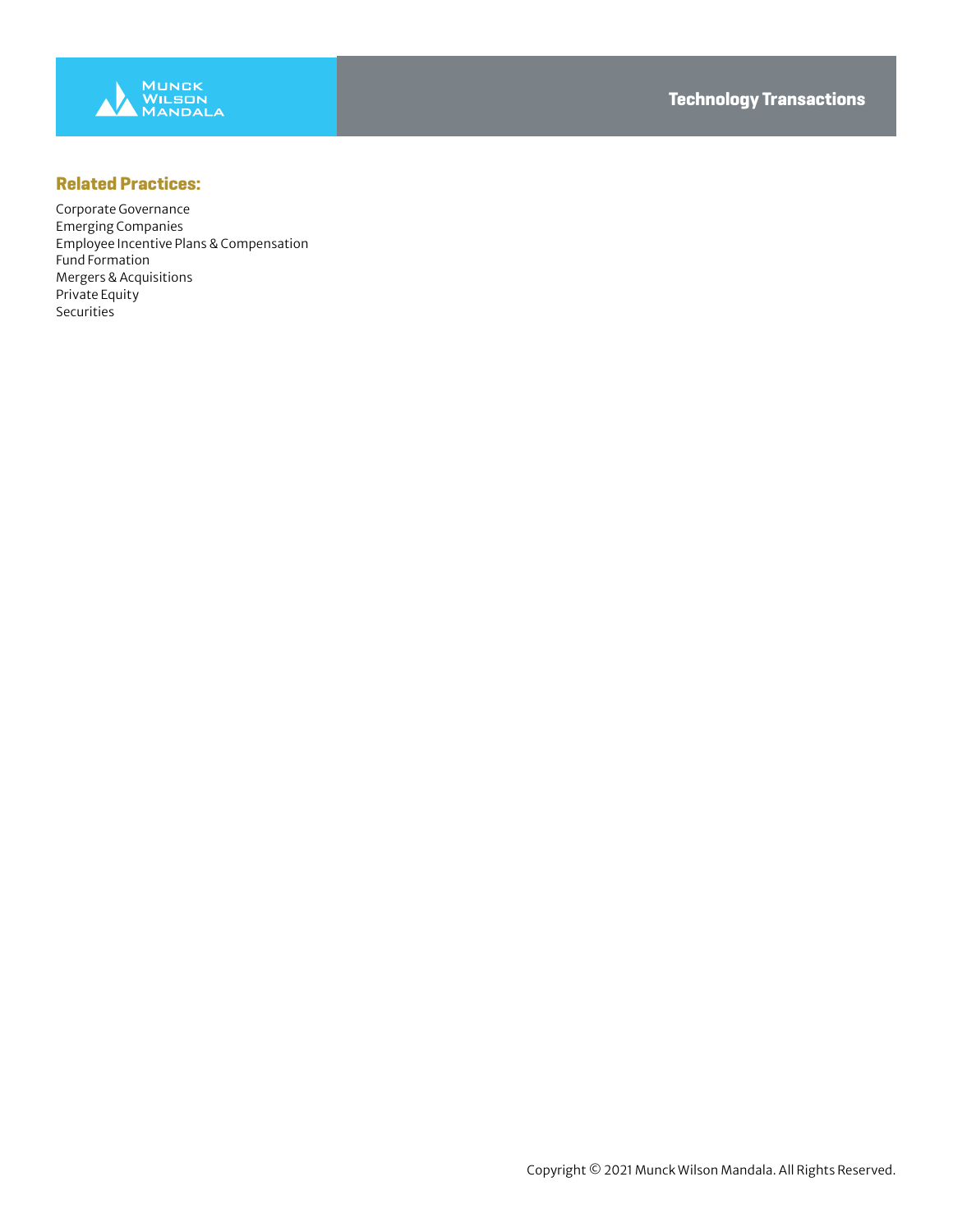## Related Practices:

Corporate Governance
Emerging Companies
Employee Incentive Plans & Compensation
Fund Formation
Mergers & Acquisitions
Private Equity
Securities

Copyright © 2021 Munck Wilson Mandala. All Rights Reserved.